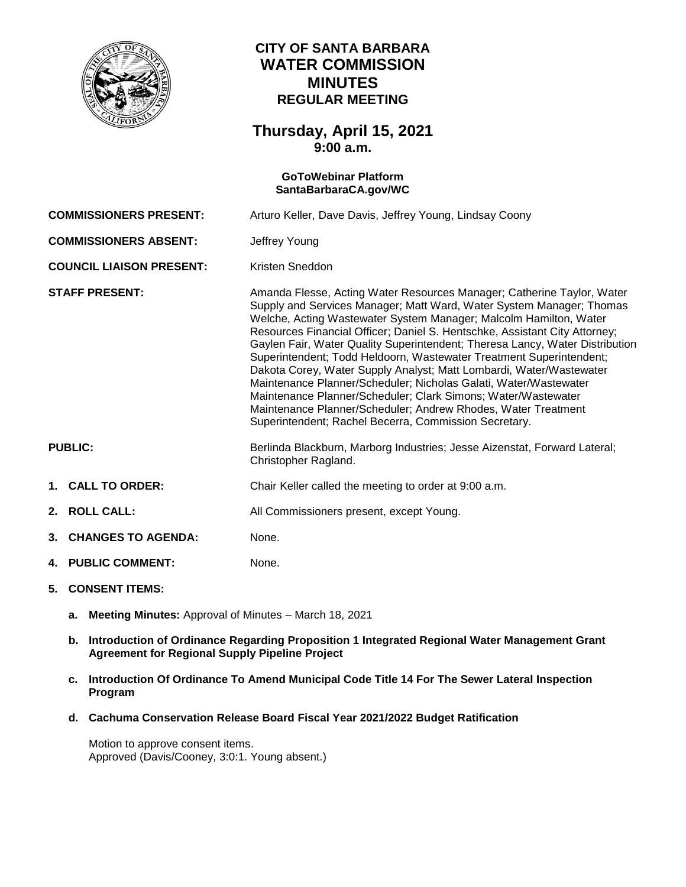# CITY OF SANTA BARBARA
# WATER COMMISSION
# MINUTES
## REGULAR MEETING

## Thursday, April 15, 2021
### 9:00 a.m.

**GoToWebinar Platform**
**SantaBarbaraCA.gov/WC**

**COMMISSIONERS PRESENT:** Arturo Keller, Dave Davis, Jeffrey Young, Lindsay Coony

**COMMISSIONERS ABSENT:** Jeffrey Young

**COUNCIL LIAISON PRESENT:** Kristen Sneddon

**STAFF PRESENT:** Amanda Flesse, Acting Water Resources Manager; Catherine Taylor, Water Supply and Services Manager; Matt Ward, Water System Manager; Thomas Welche, Acting Wastewater System Manager; Malcolm Hamilton, Water Resources Financial Officer; Daniel S. Hentschke, Assistant City Attorney; Gaylen Fair, Water Quality Superintendent; Theresa Lancy, Water Distribution Superintendent; Todd Heldoorn, Wastewater Treatment Superintendent; Dakota Corey, Water Supply Analyst; Matt Lombardi, Water/Wastewater Maintenance Planner/Scheduler; Nicholas Galati, Water/Wastewater Maintenance Planner/Scheduler; Clark Simons; Water/Wastewater Maintenance Planner/Scheduler; Andrew Rhodes, Water Treatment Superintendent; Rachel Becerra, Commission Secretary.

**PUBLIC:** Berlinda Blackburn, Marborg Industries; Jesse Aizenstat, Forward Lateral; Christopher Ragland.

1. **CALL TO ORDER:** Chair Keller called the meeting to order at 9:00 a.m.

2. **ROLL CALL:** All Commissioners present, except Young.

3. **CHANGES TO AGENDA:** None.

4. **PUBLIC COMMENT:** None.

5. **CONSENT ITEMS:**

   a. **Meeting Minutes:** Approval of Minutes – March 18, 2021

   b. **Introduction of Ordinance Regarding Proposition 1 Integrated Regional Water Management Grant Agreement for Regional Supply Pipeline Project**

   c. **Introduction Of Ordinance To Amend Municipal Code Title 14 For The Sewer Lateral Inspection Program**

   d. **Cachuma Conservation Release Board Fiscal Year 2021/2022 Budget Ratification**

   Motion to approve consent items.
   Approved (Davis/Cooney, 3:0:1. Young absent.)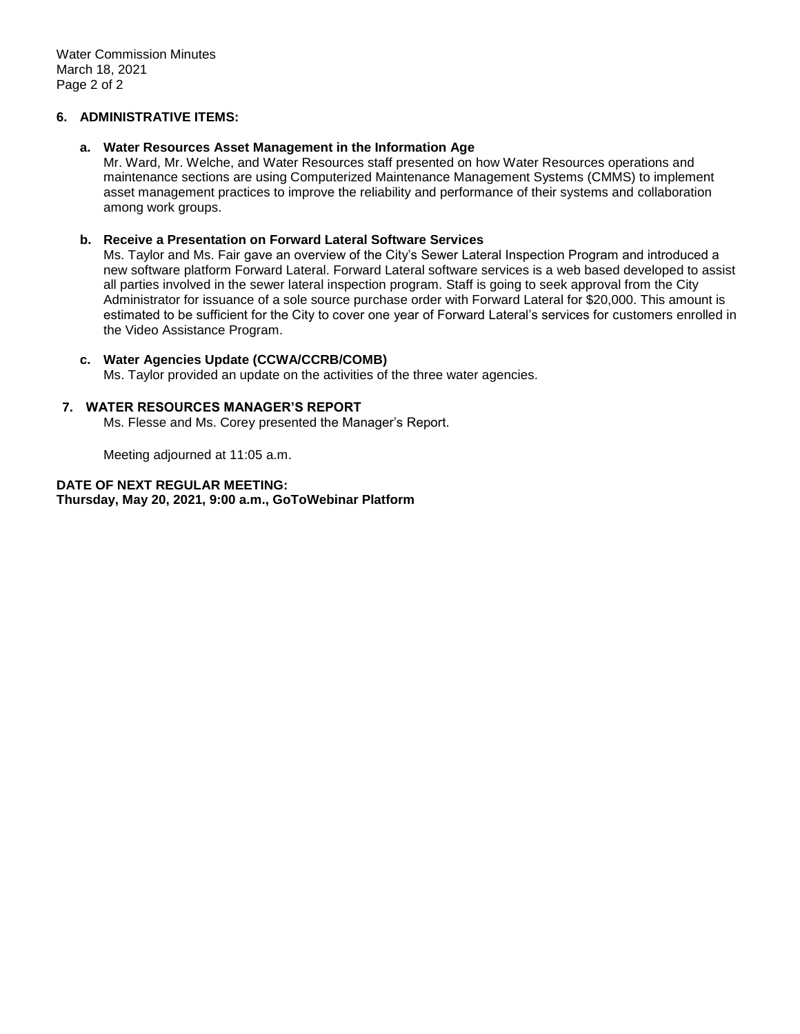## 6. ADMINISTRATIVE ITEMS:

### a. Water Resources Asset Management in the Information Age

Mr. Ward, Mr. Welche, and Water Resources staff presented on how Water Resources operations and maintenance sections are using Computerized Maintenance Management Systems (CMMS) to implement asset management practices to improve the reliability and performance of their systems and collaboration among work groups.

### b. Receive a Presentation on Forward Lateral Software Services

Ms. Taylor and Ms. Fair gave an overview of the City's Sewer Lateral Inspection Program and introduced a new software platform Forward Lateral. Forward Lateral software services is a web based developed to assist all parties involved in the sewer lateral inspection program. Staff is going to seek approval from the City Administrator for issuance of a sole source purchase order with Forward Lateral for $20,000. This amount is estimated to be sufficient for the City to cover one year of Forward Lateral's services for customers enrolled in the Video Assistance Program.

### c. Water Agencies Update (CCWA/CCRB/COMB)

Ms. Taylor provided an update on the activities of the three water agencies.

## 7. WATER RESOURCES MANAGER'S REPORT

Ms. Flesse and Ms. Corey presented the Manager's Report.

Meeting adjourned at 11:05 a.m.

**DATE OF NEXT REGULAR MEETING:**
**Thursday, May 20, 2021, 9:00 a.m., GoToWebinar Platform**